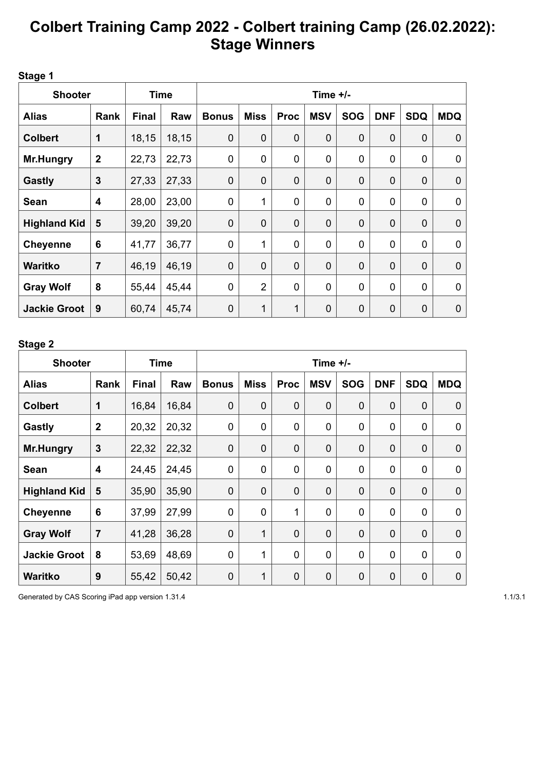# Colbert Training Camp 2022 - Colbert training Camp (26.02.2022): Stage Winners

**Stage 1**

| Shooter | | Time | | Time +/- | | | | | | | |
|---|---|---|---|---|---|---|---|---|---|---|---|
| **Alias** | **Rank** | **Final** | **Raw** | **Bonus** | **Miss** | **Proc** | **MSV** | **SOG** | **DNF** | **SDQ** | **MDQ** |
| **Colbert** | **1** | 18,15 | 18,15 | 0 | 0 | 0 | 0 | 0 | 0 | 0 | 0 |
| **Mr.Hungry** | **2** | 22,73 | 22,73 | 0 | 0 | 0 | 0 | 0 | 0 | 0 | 0 |
| **Gastly** | **3** | 27,33 | 27,33 | 0 | 0 | 0 | 0 | 0 | 0 | 0 | 0 |
| **Sean** | **4** | 28,00 | 23,00 | 0 | 1 | 0 | 0 | 0 | 0 | 0 | 0 |
| **Highland Kid** | **5** | 39,20 | 39,20 | 0 | 0 | 0 | 0 | 0 | 0 | 0 | 0 |
| **Cheyenne** | **6** | 41,77 | 36,77 | 0 | 1 | 0 | 0 | 0 | 0 | 0 | 0 |
| **Waritko** | **7** | 46,19 | 46,19 | 0 | 0 | 0 | 0 | 0 | 0 | 0 | 0 |
| **Gray Wolf** | **8** | 55,44 | 45,44 | 0 | 2 | 0 | 0 | 0 | 0 | 0 | 0 |
| **Jackie Groot** | **9** | 60,74 | 45,74 | 0 | 1 | 1 | 0 | 0 | 0 | 0 | 0 |

**Stage 2**

| Shooter | | Time | | Time +/- | | | | | | | |
|---|---|---|---|---|---|---|---|---|---|---|---|
| **Alias** | **Rank** | **Final** | **Raw** | **Bonus** | **Miss** | **Proc** | **MSV** | **SOG** | **DNF** | **SDQ** | **MDQ** |
| **Colbert** | **1** | 16,84 | 16,84 | 0 | 0 | 0 | 0 | 0 | 0 | 0 | 0 |
| **Gastly** | **2** | 20,32 | 20,32 | 0 | 0 | 0 | 0 | 0 | 0 | 0 | 0 |
| **Mr.Hungry** | **3** | 22,32 | 22,32 | 0 | 0 | 0 | 0 | 0 | 0 | 0 | 0 |
| **Sean** | **4** | 24,45 | 24,45 | 0 | 0 | 0 | 0 | 0 | 0 | 0 | 0 |
| **Highland Kid** | **5** | 35,90 | 35,90 | 0 | 0 | 0 | 0 | 0 | 0 | 0 | 0 |
| **Cheyenne** | **6** | 37,99 | 27,99 | 0 | 0 | 1 | 0 | 0 | 0 | 0 | 0 |
| **Gray Wolf** | **7** | 41,28 | 36,28 | 0 | 1 | 0 | 0 | 0 | 0 | 0 | 0 |
| **Jackie Groot** | **8** | 53,69 | 48,69 | 0 | 1 | 0 | 0 | 0 | 0 | 0 | 0 |
| **Waritko** | **9** | 55,42 | 50,42 | 0 | 1 | 0 | 0 | 0 | 0 | 0 | 0 |

Generated by CAS Scoring iPad app version 1.31.4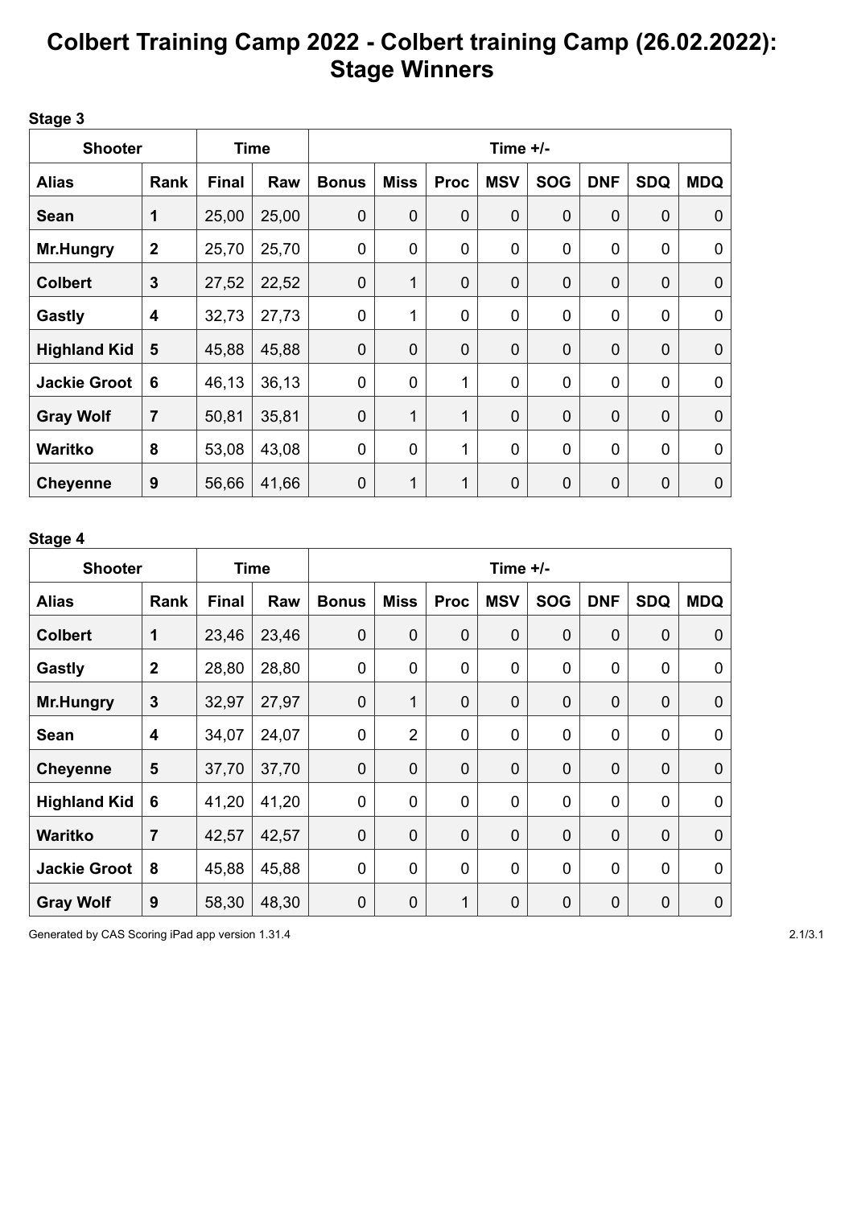# Colbert Training Camp 2022 - Colbert training Camp (26.02.2022): Stage Winners

**Stage 3**

| Shooter | | Time | | Time +/- | | | | | | | |
|---|---|---|---|---|---|---|---|---|---|---|---|
| **Alias** | **Rank** | **Final** | **Raw** | **Bonus** | **Miss** | **Proc** | **MSV** | **SOG** | **DNF** | **SDQ** | **MDQ** |
| **Sean** | **1** | 25,00 | 25,00 | 0 | 0 | 0 | 0 | 0 | 0 | 0 | 0 |
| **Mr.Hungry** | **2** | 25,70 | 25,70 | 0 | 0 | 0 | 0 | 0 | 0 | 0 | 0 |
| **Colbert** | **3** | 27,52 | 22,52 | 0 | 1 | 0 | 0 | 0 | 0 | 0 | 0 |
| **Gastly** | **4** | 32,73 | 27,73 | 0 | 1 | 0 | 0 | 0 | 0 | 0 | 0 |
| **Highland Kid** | **5** | 45,88 | 45,88 | 0 | 0 | 0 | 0 | 0 | 0 | 0 | 0 |
| **Jackie Groot** | **6** | 46,13 | 36,13 | 0 | 0 | 1 | 0 | 0 | 0 | 0 | 0 |
| **Gray Wolf** | **7** | 50,81 | 35,81 | 0 | 1 | 1 | 0 | 0 | 0 | 0 | 0 |
| **Waritko** | **8** | 53,08 | 43,08 | 0 | 0 | 1 | 0 | 0 | 0 | 0 | 0 |
| **Cheyenne** | **9** | 56,66 | 41,66 | 0 | 1 | 1 | 0 | 0 | 0 | 0 | 0 |

**Stage 4**

| Shooter | | Time | | Time +/- | | | | | | | |
|---|---|---|---|---|---|---|---|---|---|---|---|
| **Alias** | **Rank** | **Final** | **Raw** | **Bonus** | **Miss** | **Proc** | **MSV** | **SOG** | **DNF** | **SDQ** | **MDQ** |
| **Colbert** | **1** | 23,46 | 23,46 | 0 | 0 | 0 | 0 | 0 | 0 | 0 | 0 |
| **Gastly** | **2** | 28,80 | 28,80 | 0 | 0 | 0 | 0 | 0 | 0 | 0 | 0 |
| **Mr.Hungry** | **3** | 32,97 | 27,97 | 0 | 1 | 0 | 0 | 0 | 0 | 0 | 0 |
| **Sean** | **4** | 34,07 | 24,07 | 0 | 2 | 0 | 0 | 0 | 0 | 0 | 0 |
| **Cheyenne** | **5** | 37,70 | 37,70 | 0 | 0 | 0 | 0 | 0 | 0 | 0 | 0 |
| **Highland Kid** | **6** | 41,20 | 41,20 | 0 | 0 | 0 | 0 | 0 | 0 | 0 | 0 |
| **Waritko** | **7** | 42,57 | 42,57 | 0 | 0 | 0 | 0 | 0 | 0 | 0 | 0 |
| **Jackie Groot** | **8** | 45,88 | 45,88 | 0 | 0 | 0 | 0 | 0 | 0 | 0 | 0 |
| **Gray Wolf** | **9** | 58,30 | 48,30 | 0 | 0 | 1 | 0 | 0 | 0 | 0 | 0 |

Generated by CAS Scoring iPad app version 1.31.4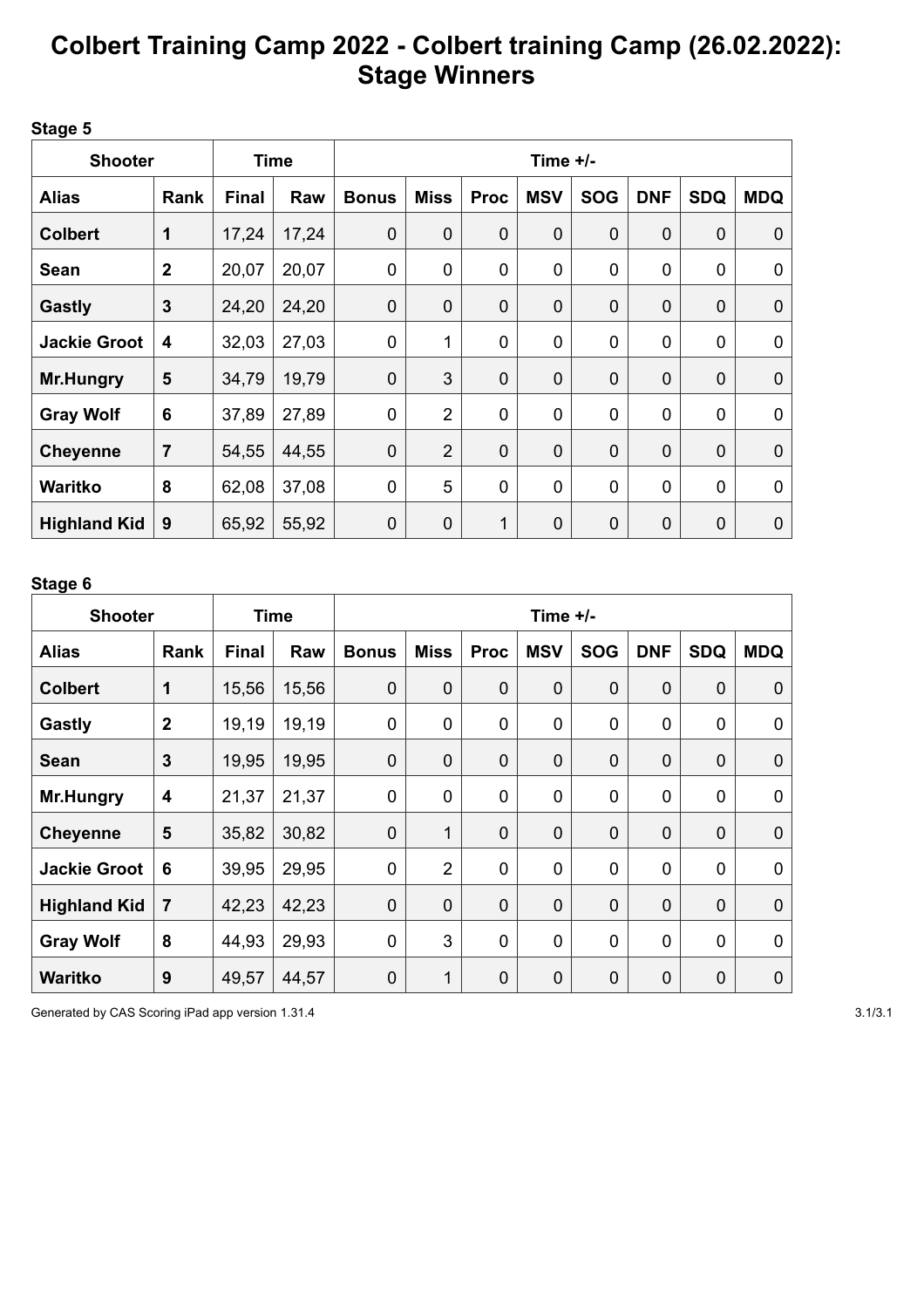# Colbert Training Camp 2022 - Colbert training Camp (26.02.2022): Stage Winners

**Stage 5**

| Shooter | | Time | | Time +/- | | | | | | | |
|---|---|---|---|---|---|---|---|---|---|---|---|
| **Alias** | **Rank** | **Final** | **Raw** | **Bonus** | **Miss** | **Proc** | **MSV** | **SOG** | **DNF** | **SDQ** | **MDQ** |
| **Colbert** | **1** | 17,24 | 17,24 | 0 | 0 | 0 | 0 | 0 | 0 | 0 | 0 |
| **Sean** | **2** | 20,07 | 20,07 | 0 | 0 | 0 | 0 | 0 | 0 | 0 | 0 |
| **Gastly** | **3** | 24,20 | 24,20 | 0 | 0 | 0 | 0 | 0 | 0 | 0 | 0 |
| **Jackie Groot** | **4** | 32,03 | 27,03 | 0 | 1 | 0 | 0 | 0 | 0 | 0 | 0 |
| **Mr.Hungry** | **5** | 34,79 | 19,79 | 0 | 3 | 0 | 0 | 0 | 0 | 0 | 0 |
| **Gray Wolf** | **6** | 37,89 | 27,89 | 0 | 2 | 0 | 0 | 0 | 0 | 0 | 0 |
| **Cheyenne** | **7** | 54,55 | 44,55 | 0 | 2 | 0 | 0 | 0 | 0 | 0 | 0 |
| **Waritko** | **8** | 62,08 | 37,08 | 0 | 5 | 0 | 0 | 0 | 0 | 0 | 0 |
| **Highland Kid** | **9** | 65,92 | 55,92 | 0 | 0 | 1 | 0 | 0 | 0 | 0 | 0 |

**Stage 6**

| Shooter | | Time | | Time +/- | | | | | | | |
|---|---|---|---|---|---|---|---|---|---|---|---|
| **Alias** | **Rank** | **Final** | **Raw** | **Bonus** | **Miss** | **Proc** | **MSV** | **SOG** | **DNF** | **SDQ** | **MDQ** |
| **Colbert** | **1** | 15,56 | 15,56 | 0 | 0 | 0 | 0 | 0 | 0 | 0 | 0 |
| **Gastly** | **2** | 19,19 | 19,19 | 0 | 0 | 0 | 0 | 0 | 0 | 0 | 0 |
| **Sean** | **3** | 19,95 | 19,95 | 0 | 0 | 0 | 0 | 0 | 0 | 0 | 0 |
| **Mr.Hungry** | **4** | 21,37 | 21,37 | 0 | 0 | 0 | 0 | 0 | 0 | 0 | 0 |
| **Cheyenne** | **5** | 35,82 | 30,82 | 0 | 1 | 0 | 0 | 0 | 0 | 0 | 0 |
| **Jackie Groot** | **6** | 39,95 | 29,95 | 0 | 2 | 0 | 0 | 0 | 0 | 0 | 0 |
| **Highland Kid** | **7** | 42,23 | 42,23 | 0 | 0 | 0 | 0 | 0 | 0 | 0 | 0 |
| **Gray Wolf** | **8** | 44,93 | 29,93 | 0 | 3 | 0 | 0 | 0 | 0 | 0 | 0 |
| **Waritko** | **9** | 49,57 | 44,57 | 0 | 1 | 0 | 0 | 0 | 0 | 0 | 0 |

Generated by CAS Scoring iPad app version 1.31.4